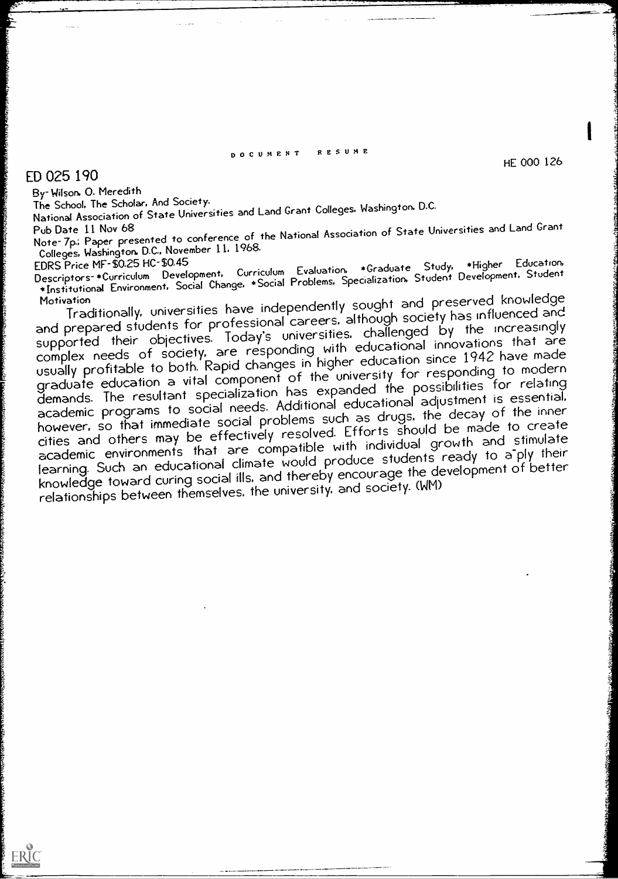DOCUMENT RESUME

ED 025 190

HE 000 126

By- Wilson, O. Meredith
The School, The Scholar, And Society.
National Association of State Universities and Land Grant Colleges, Washington, D.C.
Pub Date 11 Nov 68
Note- 7p.; Paper presented to conference of the National Association of State Universities and Land Grant Colleges, Washington, D.C., November 11, 1968.
EDRS Price MF- $0.25 HC- $0.45
Descriptors- *Curriculum Development, Curriculum Evaluation, *Graduate Study, *Higher Education, *Institutional Environment, Social Change, *Social Problems, Specialization, Student Development, Student Motivation

Traditionally, universities have independently sought and preserved knowledge and prepared students for professional careers, although society has influenced and supported their objectives. Today's universities, challenged by the increasingly complex needs of society, are responding with educational innovations that are usually profitable to both. Rapid changes in higher education since 1942 have made graduate education a vital component of the university for responding to modern demands. The resultant specialization has expanded the possibilities for relating academic programs to social needs. Additional educational adjustment is essential, however, so that immediate social problems such as drugs, the decay of the inner cities and others may be effectively resolved. Efforts should be made to create academic environments that are compatible with individual growth and stimulate learning. Such an educational climate would produce students ready to a'ply their knowledge toward curing social ills, and thereby encourage the development of better relationships between themselves, the university, and society. (WM)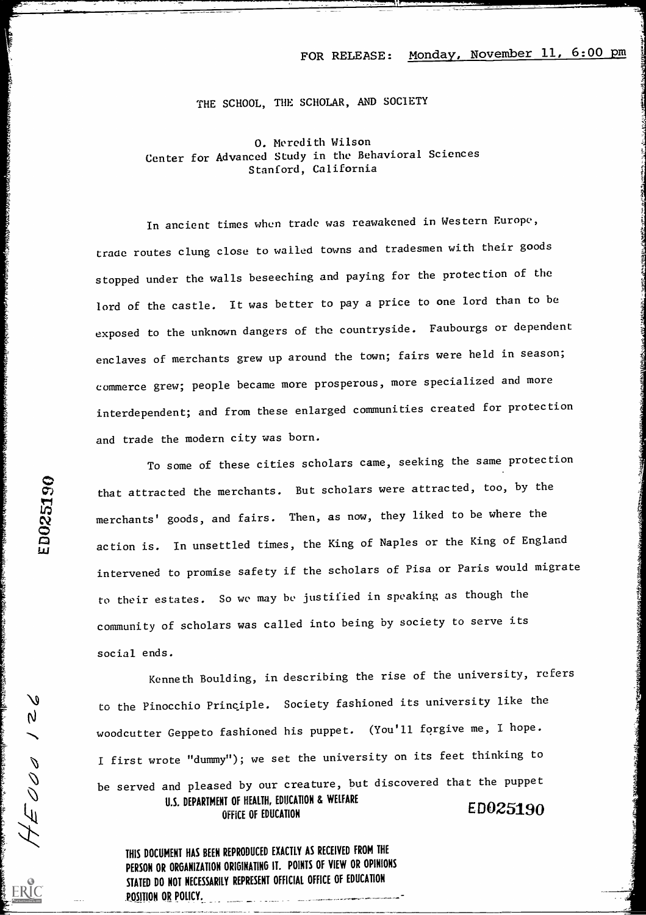FOR RELEASE: Monday, November 11, 6:00 pm

# THE SCHOOL, THE SCHOLAR, AND SOCIETY

O. Meredith Wilson
Center for Advanced Study in the Behavioral Sciences
Stanford, California

In ancient times when trade was reawakened in Western Europe, trade routes clung close to walled towns and tradesmen with their goods stopped under the walls beseeching and paying for the protection of the lord of the castle. It was better to pay a price to one lord than to be exposed to the unknown dangers of the countryside. Faubourgs or dependent enclaves of merchants grew up around the town; fairs were held in season; commerce grew; people became more prosperous, more specialized and more interdependent; and from these enlarged communities created for protection and trade the modern city was born.

To some of these cities scholars came, seeking the same protection that attracted the merchants. But scholars were attracted, too, by the merchants' goods, and fairs. Then, as now, they liked to be where the action is. In unsettled times, the King of Naples or the King of England intervened to promise safety if the scholars of Pisa or Paris would migrate to their estates. So we may be justified in speaking as though the community of scholars was called into being by society to serve its social ends.

Kenneth Boulding, in describing the rise of the university, refers to the Pinocchio Principle. Society fashioned its university like the woodcutter Geppeto fashioned his puppet. (You'll forgive me, I hope. I first wrote "dummy"); we set the university on its feet thinking to be served and pleased by our creature, but discovered that the puppet

U.S. DEPARTMENT OF HEALTH, EDUCATION & WELFARE
OFFICE OF EDUCATION

ED025190

THIS DOCUMENT HAS BEEN REPRODUCED EXACTLY AS RECEIVED FROM THE PERSON OR ORGANIZATION ORIGINATING IT. POINTS OF VIEW OR OPINIONS STATED DO NOT NECESSARILY REPRESENT OFFICIAL OFFICE OF EDUCATION POSITION OR POLICY.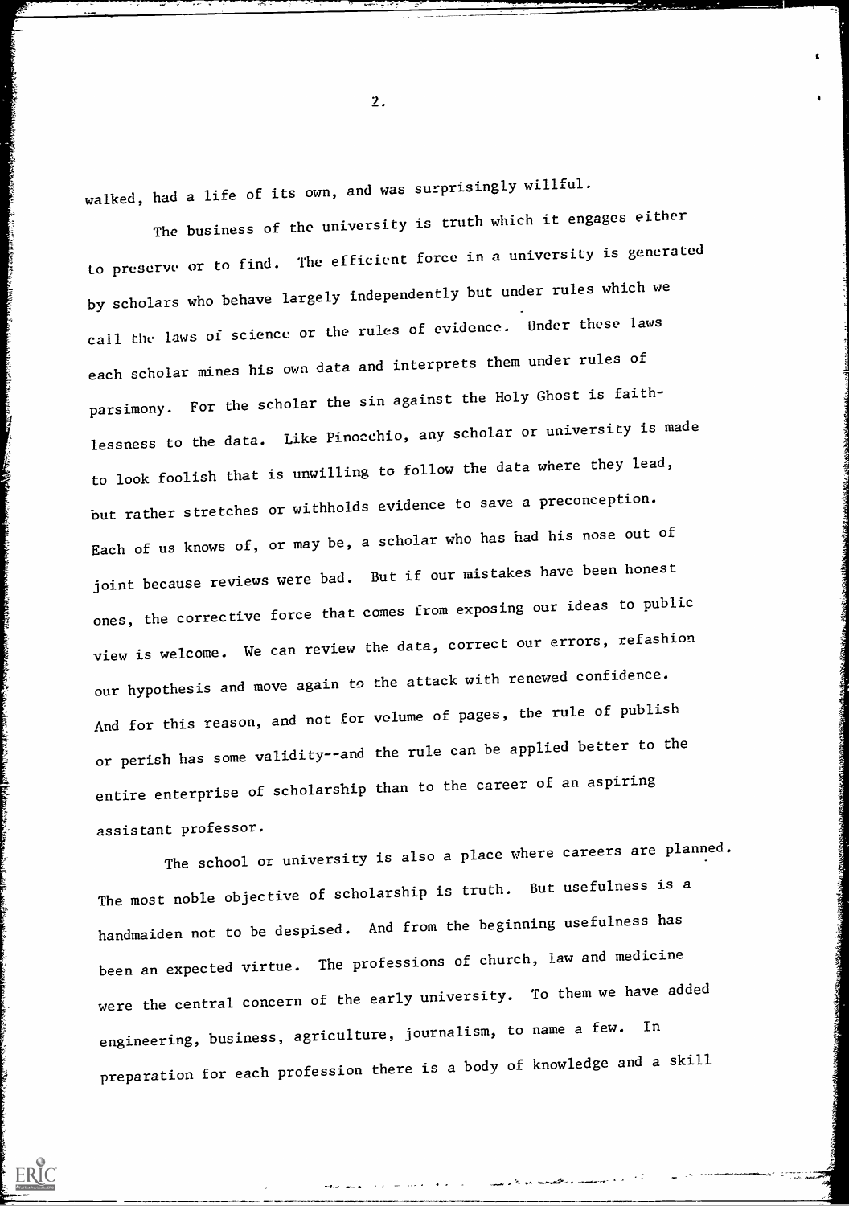walked, had a life of its own, and was surprisingly willful.

The business of the university is truth which it engages either to preserve or to find. The efficient force in a university is generated by scholars who behave largely independently but under rules which we call the laws of science or the rules of evidence. Under these laws each scholar mines his own data and interprets them under rules of parsimony. For the scholar the sin against the Holy Ghost is faithlessness to the data. Like Pinocchio, any scholar or university is made to look foolish that is unwilling to follow the data where they lead, but rather stretches or withholds evidence to save a preconception. Each of us knows of, or may be, a scholar who has had his nose out of joint because reviews were bad. But if our mistakes have been honest ones, the corrective force that comes from exposing our ideas to public view is welcome. We can review the data, correct our errors, refashion our hypothesis and move again to the attack with renewed confidence. And for this reason, and not for volume of pages, the rule of publish or perish has some validity--and the rule can be applied better to the entire enterprise of scholarship than to the career of an aspiring assistant professor.

The school or university is also a place where careers are planned. The most noble objective of scholarship is truth. But usefulness is a handmaiden not to be despised. And from the beginning usefulness has been an expected virtue. The professions of church, law and medicine were the central concern of the early university. To them we have added engineering, business, agriculture, journalism, to name a few. In preparation for each profession there is a body of knowledge and a skill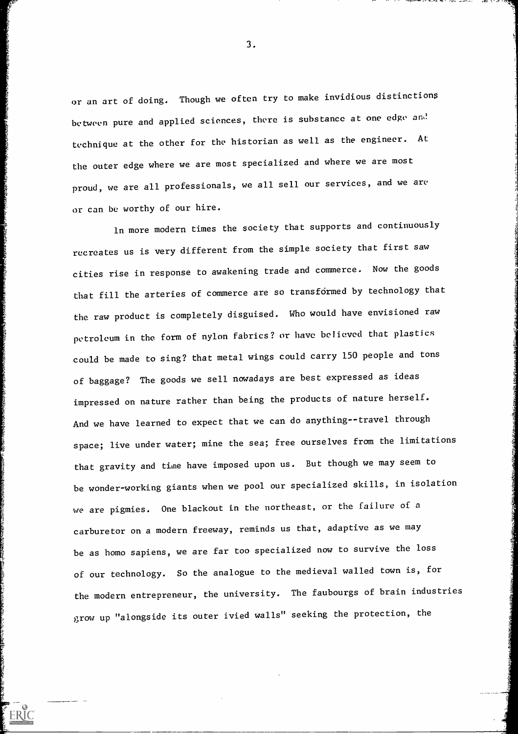or an art of doing. Though we often try to make invidious distinctions between pure and applied sciences, there is substance at one edge and technique at the other for the historian as well as the engineer. At the outer edge where we are most specialized and where we are most proud, we are all professionals, we all sell our services, and we are or can be worthy of our hire.

In more modern times the society that supports and continuously recreates us is very different from the simple society that first saw cities rise in response to awakening trade and commerce. Now the goods that fill the arteries of commerce are so transformed by technology that the raw product is completely disguised. Who would have envisioned raw petroleum in the form of nylon fabrics? or have believed that plastics could be made to sing? that metal wings could carry 150 people and tons of baggage? The goods we sell nowadays are best expressed as ideas impressed on nature rather than being the products of nature herself. And we have learned to expect that we can do anything--travel through space; live under water; mine the sea; free ourselves from the limitations that gravity and time have imposed upon us. But though we may seem to be wonder-working giants when we pool our specialized skills, in isolation we are pigmies. One blackout in the northeast, or the failure of a carburetor on a modern freeway, reminds us that, adaptive as we may be as homo sapiens, we are far too specialized now to survive the loss of our technology. So the analogue to the medieval walled town is, for the modern entrepreneur, the university. The faubourgs of brain industries grow up "alongside its outer ivied walls" seeking the protection, the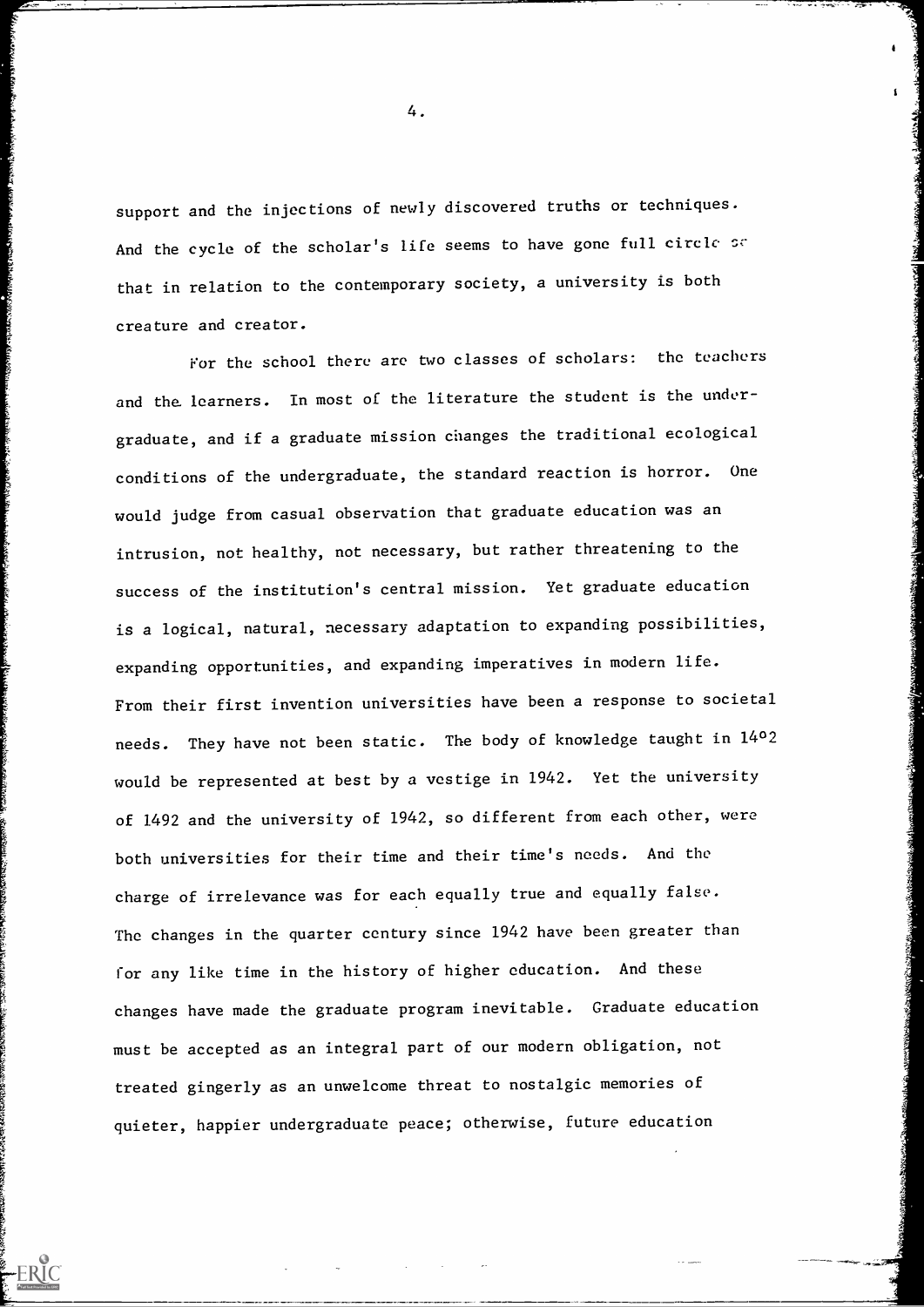support and the injections of newly discovered truths or techniques. And the cycle of the scholar's life seems to have gone full circle so that in relation to the contemporary society, a university is both creature and creator.

For the school there are two classes of scholars: the teachers and the learners. In most of the literature the student is the undergraduate, and if a graduate mission changes the traditional ecological conditions of the undergraduate, the standard reaction is horror. One would judge from casual observation that graduate education was an intrusion, not healthy, not necessary, but rather threatening to the success of the institution's central mission. Yet graduate education is a logical, natural, necessary adaptation to expanding possibilities, expanding opportunities, and expanding imperatives in modern life. From their first invention universities have been a response to societal needs. They have not been static. The body of knowledge taught in 1492 would be represented at best by a vestige in 1942. Yet the university of 1492 and the university of 1942, so different from each other, were both universities for their time and their time's needs. And the charge of irrelevance was for each equally true and equally false. The changes in the quarter century since 1942 have been greater than for any like time in the history of higher education. And these changes have made the graduate program inevitable. Graduate education must be accepted as an integral part of our modern obligation, not treated gingerly as an unwelcome threat to nostalgic memories of quieter, happier undergraduate peace; otherwise, future education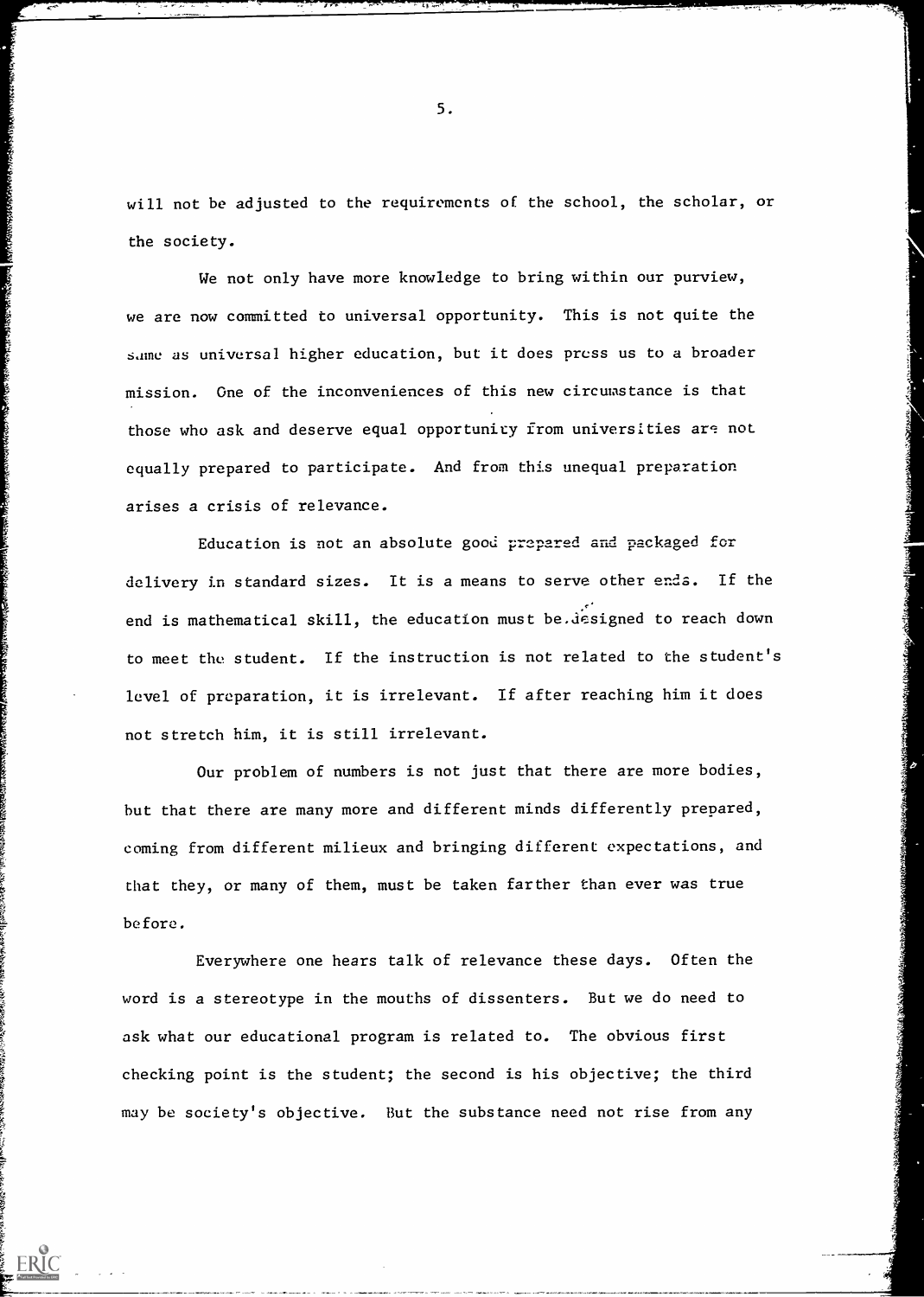will not be adjusted to the requirements of the school, the scholar, or the society.

We not only have more knowledge to bring within our purview, we are now committed to universal opportunity. This is not quite the same as universal higher education, but it does press us to a broader mission. One of the inconveniences of this new circumstance is that those who ask and deserve equal opportunity from universities are not equally prepared to participate. And from this unequal preparation arises a crisis of relevance.

Education is not an absolute good prepared and packaged for delivery in standard sizes. It is a means to serve other ends. If the end is mathematical skill, the education must be designed to reach down to meet the student. If the instruction is not related to the student's level of preparation, it is irrelevant. If after reaching him it does not stretch him, it is still irrelevant.

Our problem of numbers is not just that there are more bodies, but that there are many more and different minds differently prepared, coming from different milieux and bringing different expectations, and that they, or many of them, must be taken farther than ever was true before.

Everywhere one hears talk of relevance these days. Often the word is a stereotype in the mouths of dissenters. But we do need to ask what our educational program is related to. The obvious first checking point is the student; the second is his objective; the third may be society's objective. But the substance need not rise from any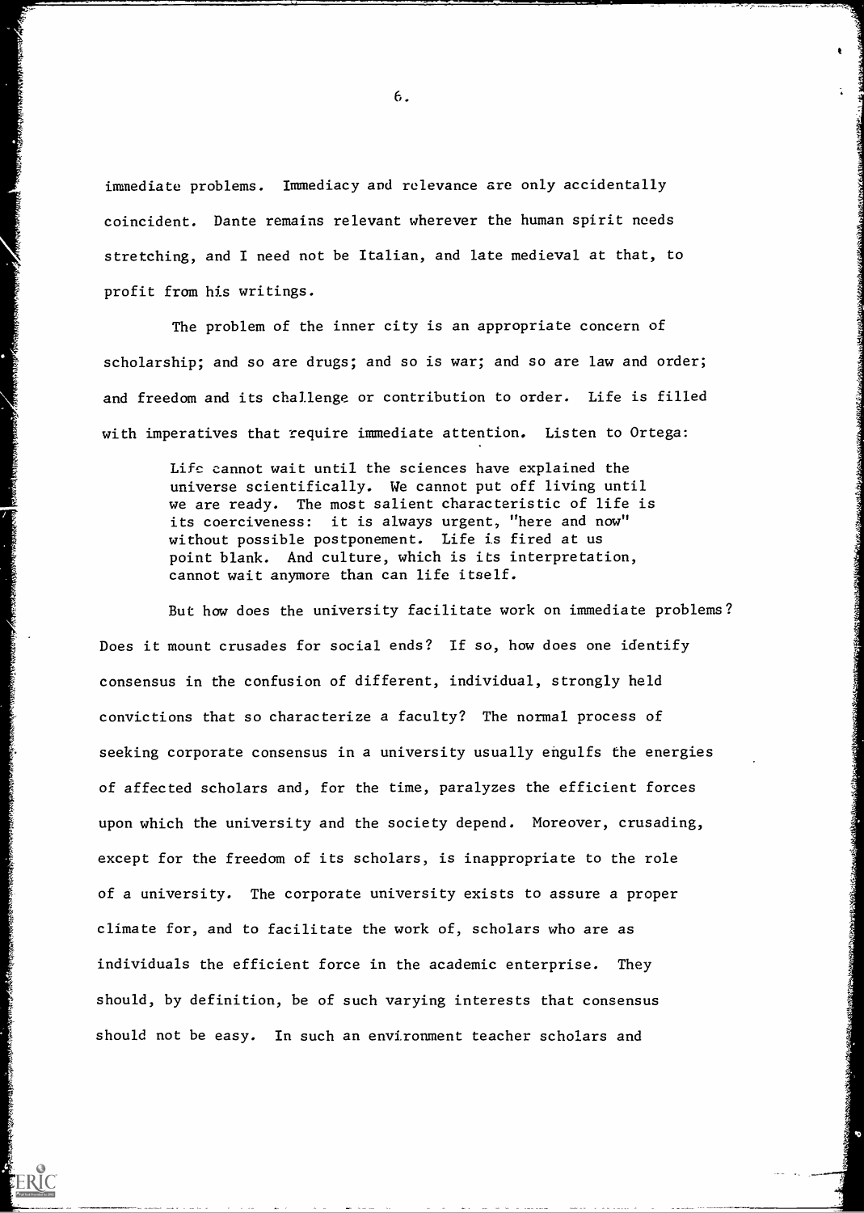immediate problems. Immediacy and relevance are only accidentally coincident. Dante remains relevant wherever the human spirit needs stretching, and I need not be Italian, and late medieval at that, to profit from his writings.

The problem of the inner city is an appropriate concern of scholarship; and so are drugs; and so is war; and so are law and order; and freedom and its challenge or contribution to order. Life is filled with imperatives that require immediate attention. Listen to Ortega:

> Life cannot wait until the sciences have explained the universe scientifically. We cannot put off living until we are ready. The most salient characteristic of life is its coerciveness: it is always urgent, "here and now" without possible postponement. Life is fired at us point blank. And culture, which is its interpretation, cannot wait anymore than can life itself.

But how does the university facilitate work on immediate problems? Does it mount crusades for social ends? If so, how does one identify consensus in the confusion of different, individual, strongly held convictions that so characterize a faculty? The normal process of seeking corporate consensus in a university usually engulfs the energies of affected scholars and, for the time, paralyzes the efficient forces upon which the university and the society depend. Moreover, crusading, except for the freedom of its scholars, is inappropriate to the role of a university. The corporate university exists to assure a proper climate for, and to facilitate the work of, scholars who are as individuals the efficient force in the academic enterprise. They should, by definition, be of such varying interests that consensus should not be easy. In such an environment teacher scholars and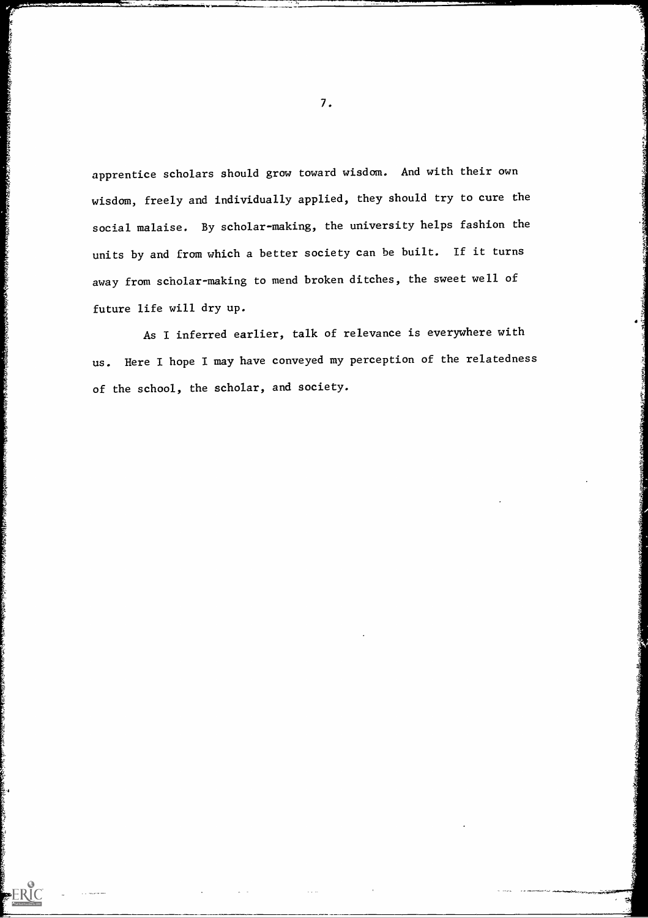apprentice scholars should grow toward wisdom. And with their own wisdom, freely and individually applied, they should try to cure the social malaise. By scholar-making, the university helps fashion the units by and from which a better society can be built. If it turns away from scholar-making to mend broken ditches, the sweet well of future life will dry up.

As I inferred earlier, talk of relevance is everywhere with us. Here I hope I may have conveyed my perception of the relatedness of the school, the scholar, and society.